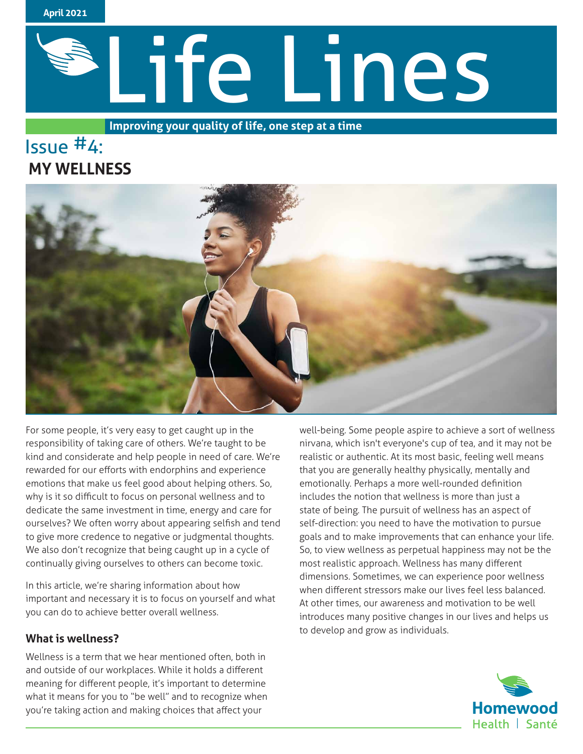April 2021

# Life Lines

**Improving your quality of life, one step at a time**

## Issue #4: MY WELLNESS

For some people, it's very easy to get caught up in the responsibility of taking care of others. We're taught to be kind and considerate and help people in need of care. We're rewarded for our efforts with endorphins and experience emotions that make us feel good about helping others. So, why is it so difficult to focus on personal wellness and to dedicate the same investment in time, energy and care for ourselves? We often worry about appearing selfish and tend to give more credence to negative or judgmental thoughts. We also don't recognize that being caught up in a cycle of continually giving ourselves to others can become toxic.

In this article, we're sharing information about how important and necessary it is to focus on yourself and what you can do to achieve better overall wellness.

### What is wellness?

Wellness is a term that we hear mentioned often, both in and outside of our workplaces. While it holds a different meaning for different people, it's important to determine what it means for you to "be well" and to recognize when you're taking action and making choices that affect your well-being. Some people aspire to achieve a sort of wellness nirvana, which isn't everyone's cup of tea, and it may not be realistic or authentic. At its most basic, feeling well means that you are generally healthy physically, mentally and emotionally. Perhaps a more well-rounded definition includes the notion that wellness is more than just a state of being. The pursuit of wellness has an aspect of self-direction: you need to have the motivation to pursue goals and to make improvements that can enhance your life. So, to view wellness as perpetual happiness may not be the most realistic approach. Wellness has many different dimensions. Sometimes, we can experience poor wellness when different stressors make our lives feel less balanced. At other times, our awareness and motivation to be well introduces many positive changes in our lives and helps us to develop and grow as individuals.

Homewood Health | Santé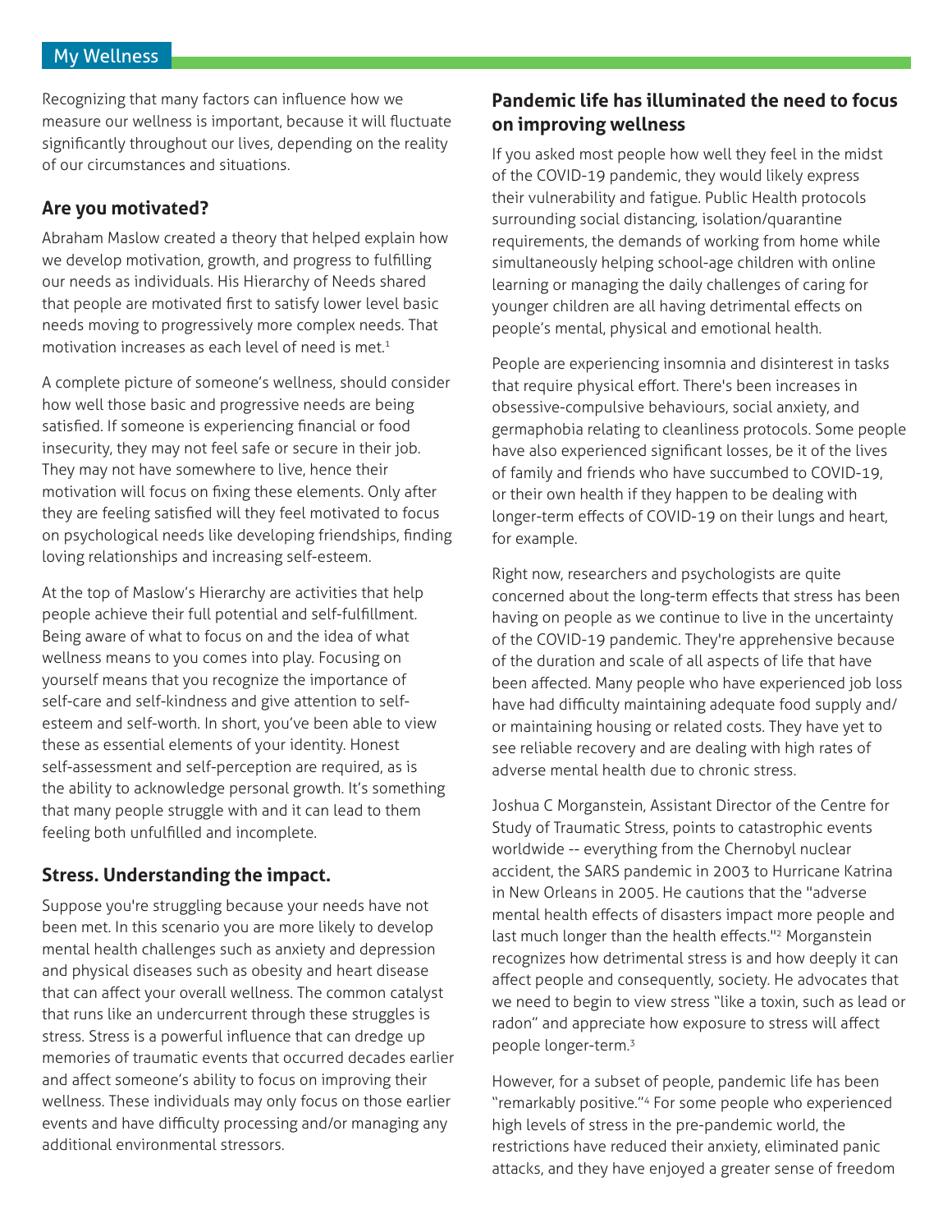Recognizing that many factors can influence how we measure our wellness is important, because it will fluctuate significantly throughout our lives, depending on the reality of our circumstances and situations.

## Are you motivated?

Abraham Maslow created a theory that helped explain how we develop motivation, growth, and progress to fulfilling our needs as individuals. His Hierarchy of Needs shared that people are motivated first to satisfy lower level basic needs moving to progressively more complex needs. That motivation increases as each level of need is met.[1]

A complete picture of someone's wellness, should consider how well those basic and progressive needs are being satisfied. If someone is experiencing financial or food insecurity, they may not feel safe or secure in their job. They may not have somewhere to live, hence their motivation will focus on fixing these elements. Only after they are feeling satisfied will they feel motivated to focus on psychological needs like developing friendships, finding loving relationships and increasing self-esteem.

At the top of Maslow's Hierarchy are activities that help people achieve their full potential and self-fulfillment. Being aware of what to focus on and the idea of what wellness means to you comes into play. Focusing on yourself means that you recognize the importance of self-care and self-kindness and give attention to self-esteem and self-worth. In short, you've been able to view these as essential elements of your identity. Honest self-assessment and self-perception are required, as is the ability to acknowledge personal growth. It's something that many people struggle with and it can lead to them feeling both unfulfilled and incomplete.

## Stress. Understanding the impact.

Suppose you're struggling because your needs have not been met. In this scenario you are more likely to develop mental health challenges such as anxiety and depression and physical diseases such as obesity and heart disease that can affect your overall wellness. The common catalyst that runs like an undercurrent through these struggles is stress. Stress is a powerful influence that can dredge up memories of traumatic events that occurred decades earlier and affect someone's ability to focus on improving their wellness. These individuals may only focus on those earlier events and have difficulty processing and/or managing any additional environmental stressors.

## Pandemic life has illuminated the need to focus on improving wellness

If you asked most people how well they feel in the midst of the COVID-19 pandemic, they would likely express their vulnerability and fatigue. Public Health protocols surrounding social distancing, isolation/quarantine requirements, the demands of working from home while simultaneously helping school-age children with online learning or managing the daily challenges of caring for younger children are all having detrimental effects on people's mental, physical and emotional health.

People are experiencing insomnia and disinterest in tasks that require physical effort. There's been increases in obsessive-compulsive behaviours, social anxiety, and germaphobia relating to cleanliness protocols. Some people have also experienced significant losses, be it of the lives of family and friends who have succumbed to COVID-19, or their own health if they happen to be dealing with longer-term effects of COVID-19 on their lungs and heart, for example.

Right now, researchers and psychologists are quite concerned about the long-term effects that stress has been having on people as we continue to live in the uncertainty of the COVID-19 pandemic. They're apprehensive because of the duration and scale of all aspects of life that have been affected. Many people who have experienced job loss have had difficulty maintaining adequate food supply and/or maintaining housing or related costs. They have yet to see reliable recovery and are dealing with high rates of adverse mental health due to chronic stress.

Joshua C Morganstein, Assistant Director of the Centre for Study of Traumatic Stress, points to catastrophic events worldwide -- everything from the Chernobyl nuclear accident, the SARS pandemic in 2003 to Hurricane Katrina in New Orleans in 2005. He cautions that the "adverse mental health effects of disasters impact more people and last much longer than the health effects."[2] Morganstein recognizes how detrimental stress is and how deeply it can affect people and consequently, society. He advocates that we need to begin to view stress "like a toxin, such as lead or radon" and appreciate how exposure to stress will affect people longer-term.[3]

However, for a subset of people, pandemic life has been "remarkably positive."[4] For some people who experienced high levels of stress in the pre-pandemic world, the restrictions have reduced their anxiety, eliminated panic attacks, and they have enjoyed a greater sense of freedom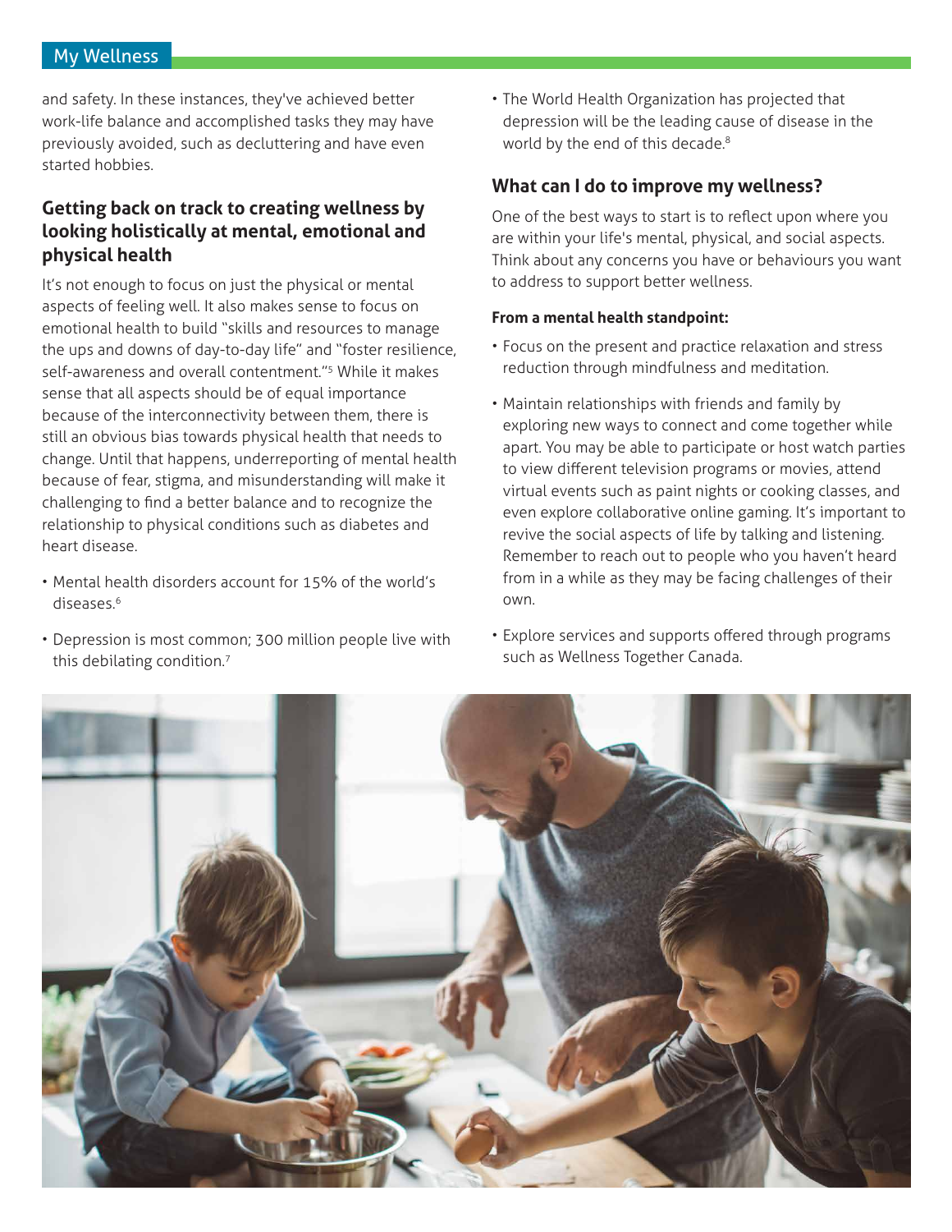and safety. In these instances, they've achieved better work-life balance and accomplished tasks they may have previously avoided, such as decluttering and have even started hobbies.

## Getting back on track to creating wellness by looking holistically at mental, emotional and physical health

It's not enough to focus on just the physical or mental aspects of feeling well. It also makes sense to focus on emotional health to build "skills and resources to manage the ups and downs of day-to-day life" and "foster resilience, self-awareness and overall contentment."[5] While it makes sense that all aspects should be of equal importance because of the interconnectivity between them, there is still an obvious bias towards physical health that needs to change. Until that happens, underreporting of mental health because of fear, stigma, and misunderstanding will make it challenging to find a better balance and to recognize the relationship to physical conditions such as diabetes and heart disease.

- Mental health disorders account for 15% of the world's diseases.[6]
- Depression is most common; 300 million people live with this debilating condition.[7]
- The World Health Organization has projected that depression will be the leading cause of disease in the world by the end of this decade.[8]

## What can I do to improve my wellness?

One of the best ways to start is to reflect upon where you are within your life's mental, physical, and social aspects. Think about any concerns you have or behaviours you want to address to support better wellness.

**From a mental health standpoint:**

- Focus on the present and practice relaxation and stress reduction through mindfulness and meditation.
- Maintain relationships with friends and family by exploring new ways to connect and come together while apart. You may be able to participate or host watch parties to view different television programs or movies, attend virtual events such as paint nights or cooking classes, and even explore collaborative online gaming. It's important to revive the social aspects of life by talking and listening. Remember to reach out to people who you haven't heard from in a while as they may be facing challenges of their own.
- Explore services and supports offered through programs such as Wellness Together Canada.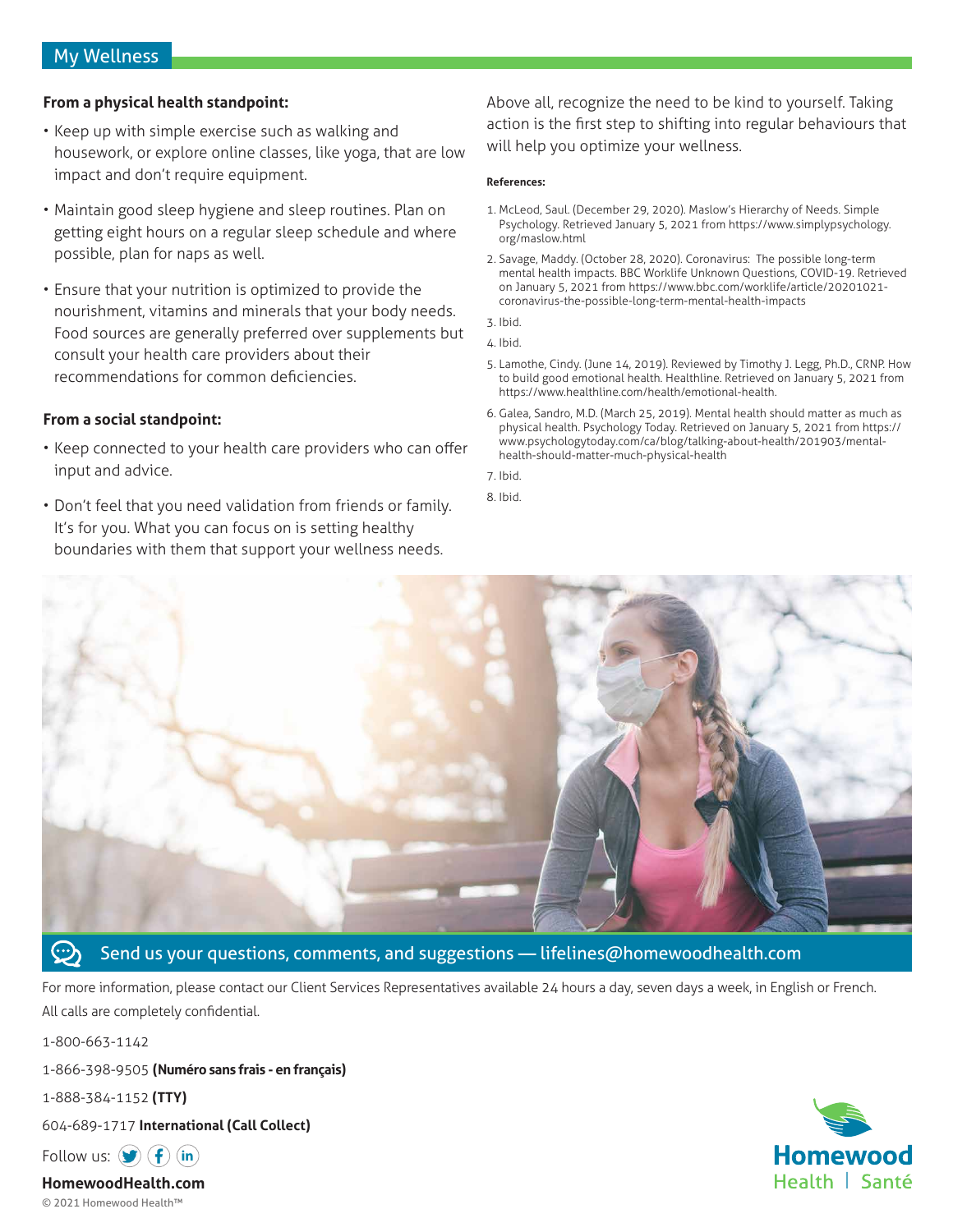## From a physical health standpoint:

- Keep up with simple exercise such as walking and housework, or explore online classes, like yoga, that are low impact and don't require equipment.
- Maintain good sleep hygiene and sleep routines. Plan on getting eight hours on a regular sleep schedule and where possible, plan for naps as well.
- Ensure that your nutrition is optimized to provide the nourishment, vitamins and minerals that your body needs. Food sources are generally preferred over supplements but consult your health care providers about their recommendations for common deficiencies.

## From a social standpoint:

- Keep connected to your health care providers who can offer input and advice.
- Don't feel that you need validation from friends or family. It's for you. What you can focus on is setting healthy boundaries with them that support your wellness needs.

Above all, recognize the need to be kind to yourself. Taking action is the first step to shifting into regular behaviours that will help you optimize your wellness.

**References:**

1. McLeod, Saul. (December 29, 2020). Maslow's Hierarchy of Needs. Simple Psychology. Retrieved January 5, 2021 from https://www.simplypsychology.org/maslow.html
2. Savage, Maddy. (October 28, 2020). Coronavirus: The possible long-term mental health impacts. BBC Worklife Unknown Questions, COVID-19. Retrieved on January 5, 2021 from https://www.bbc.com/worklife/article/20201021-coronavirus-the-possible-long-term-mental-health-impacts
3. Ibid.
4. Ibid.
5. Lamothe, Cindy. (June 14, 2019). Reviewed by Timothy J. Legg, Ph.D., CRNP. How to build good emotional health. Healthline. Retrieved on January 5, 2021 from https://www.healthline.com/health/emotional-health.
6. Galea, Sandro, M.D. (March 25, 2019). Mental health should matter as much as physical health. Psychology Today. Retrieved on January 5, 2021 from https://www.psychologytoday.com/ca/blog/talking-about-health/201903/mental-health-should-matter-much-physical-health
7. Ibid.
8. Ibid.

Send us your questions, comments, and suggestions — lifelines@homewoodhealth.com

For more information, please contact our Client Services Representatives available 24 hours a day, seven days a week, in English or French. All calls are completely confidential.

1-800-663-1142

1-866-398-9505 **(Numéro sans frais - en français)**

1-888-384-1152 **(TTY)**

604-689-1717 **International (Call Collect)**

Follow us:

**HomewoodHealth.com**

© 2021 Homewood Health™

Homewood Health | Santé